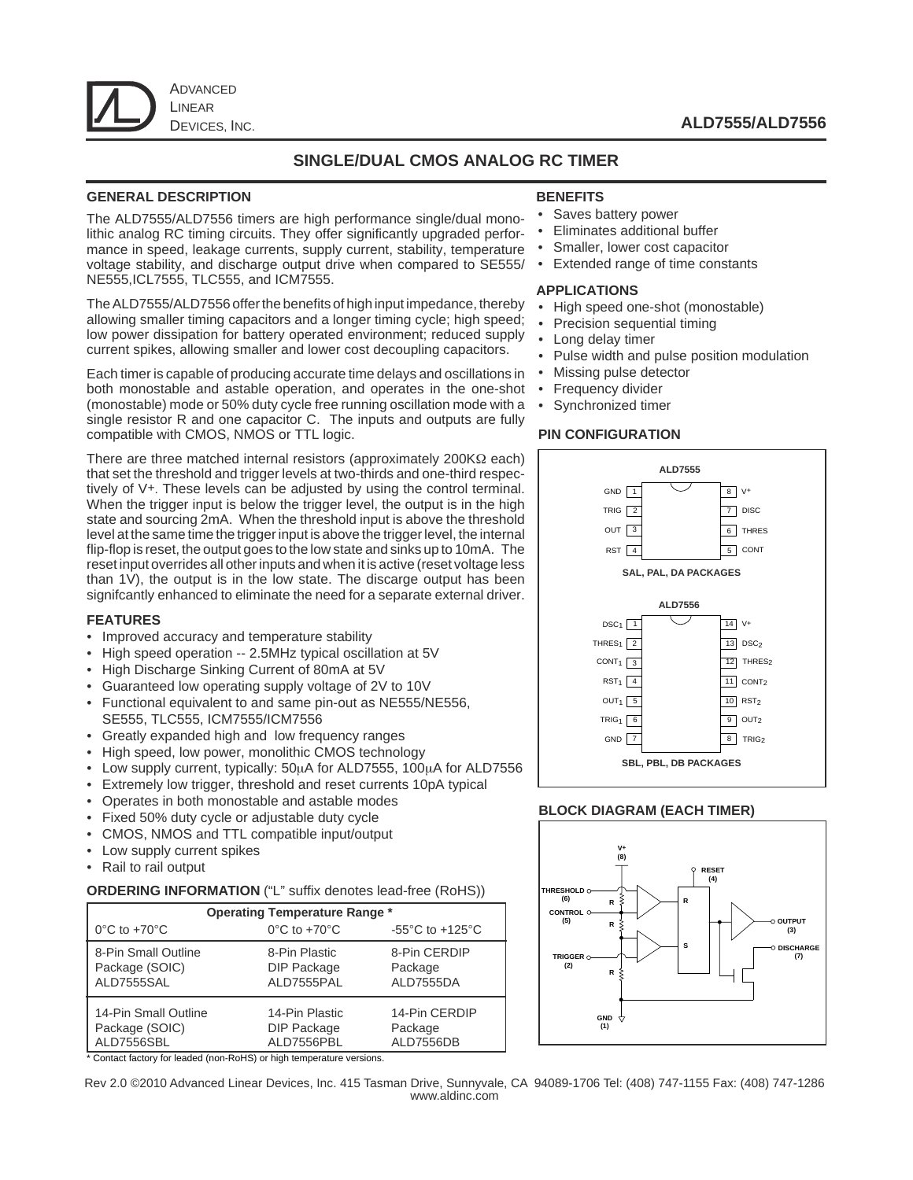ADVANCED LINEAR DEVICES, INC.

# ALD7555/ALD7556

## SINGLE/DUAL CMOS ANALOG RC TIMER

### GENERAL DESCRIPTION

The ALD7555/ALD7556 timers are high performance single/dual monolithic analog RC timing circuits. They offer significantly upgraded performance in speed, leakage currents, supply current, stability, temperature voltage stability, and discharge output drive when compared to SE555/ NE555,ICL7555, TLC555, and ICM7555.

The ALD7555/ALD7556 offer the benefits of high input impedance, thereby allowing smaller timing capacitors and a longer timing cycle; high speed; low power dissipation for battery operated environment; reduced supply current spikes, allowing smaller and lower cost decoupling capacitors.

Each timer is capable of producing accurate time delays and oscillations in both monostable and astable operation, and operates in the one-shot (monostable) mode or 50% duty cycle free running oscillation mode with a single resistor R and one capacitor C. The inputs and outputs are fully compatible with CMOS, NMOS or TTL logic.

There are three matched internal resistors (approximately 200KΩ each) that set the threshold and trigger levels at two-thirds and one-third respectively of V+. These levels can be adjusted by using the control terminal. When the trigger input is below the trigger level, the output is in the high state and sourcing 2mA. When the threshold input is above the threshold level at the same time the trigger input is above the trigger level, the internal flip-flop is reset, the output goes to the low state and sinks up to 10mA. The reset input overrides all other inputs and when it is active (reset voltage less than 1V), the output is in the low state. The discarge output has been signifcantly enhanced to eliminate the need for a separate external driver.

### FEATURES

- Improved accuracy and temperature stability
- High speed operation -- 2.5MHz typical oscillation at 5V
- High Discharge Sinking Current of 80mA at 5V
- Guaranteed low operating supply voltage of 2V to 10V
- Functional equivalent to and same pin-out as NE555/NE556, SE555, TLC555, ICM7555/ICM7556
- Greatly expanded high and low frequency ranges
- High speed, low power, monolithic CMOS technology
- Low supply current, typically: 50μA for ALD7555, 100μA for ALD7556
- Extremely low trigger, threshold and reset currents 10pA typical
- Operates in both monostable and astable modes
- Fixed 50% duty cycle or adjustable duty cycle
- CMOS, NMOS and TTL compatible input/output
- Low supply current spikes
- Rail to rail output

### ORDERING INFORMATION ("L" suffix denotes lead-free (RoHS))

| Operating Temperature Range * | | |
|---|---|---|
| 0°C to +70°C | 0°C to +70°C | -55°C to +125°C |
| 8-Pin Small Outline Package (SOIC) ALD7555SAL | 8-Pin Plastic DIP Package ALD7555PAL | 8-Pin CERDIP Package ALD7555DA |
| 14-Pin Small Outline Package (SOIC) ALD7556SBL | 14-Pin Plastic DIP Package ALD7556PBL | 14-Pin CERDIP Package ALD7556DB |

\* Contact factory for leaded (non-RoHS) or high temperature versions.

### BENEFITS

- Saves battery power
- Eliminates additional buffer
- Smaller, lower cost capacitor
- Extended range of time constants

### APPLICATIONS

- High speed one-shot (monostable)
- Precision sequential timing
- Long delay timer
- Pulse width and pulse position modulation
- Missing pulse detector
- Frequency divider
- Synchronized timer

### PIN CONFIGURATION

**ALD7555**

| Pin | Name | Pin | Name |
|---|---|---|---|
| 1 | GND | 8 | V+ |
| 2 | TRIG | 7 | DISC |
| 3 | OUT | 6 | THRES |
| 4 | RST | 5 | CONT |

SAL, PAL, DA PACKAGES

**ALD7556**

| Pin | Name | Pin | Name |
|---|---|---|---|
| 1 | $DSC_1$ | 14 | V+ |
| 2 | $THRES_1$ | 13 | $DSC_2$ |
| 3 | $CONT_1$ | 12 | $THRES_2$ |
| 4 | $RST_1$ | 11 | $CONT_2$ |
| 5 | $OUT_1$ | 10 | $RST_2$ |
| 6 | $TRIG_1$ | 9 | $OUT_2$ |
| 7 | GND | 8 | $TRIG_2$ |

SBL, PBL, DB PACKAGES

### BLOCK DIAGRAM (EACH TIMER)

V+ (8), RESET (4), THRESHOLD (6), CONTROL (5), TRIGGER (2), GND (1), OUTPUT (3), DISCHARGE (7), R, R, R, R, S

Rev 2.0 ©2010 Advanced Linear Devices, Inc. 415 Tasman Drive, Sunnyvale, CA 94089-1706 Tel: (408) 747-1155 Fax: (408) 747-1286 www.aldinc.com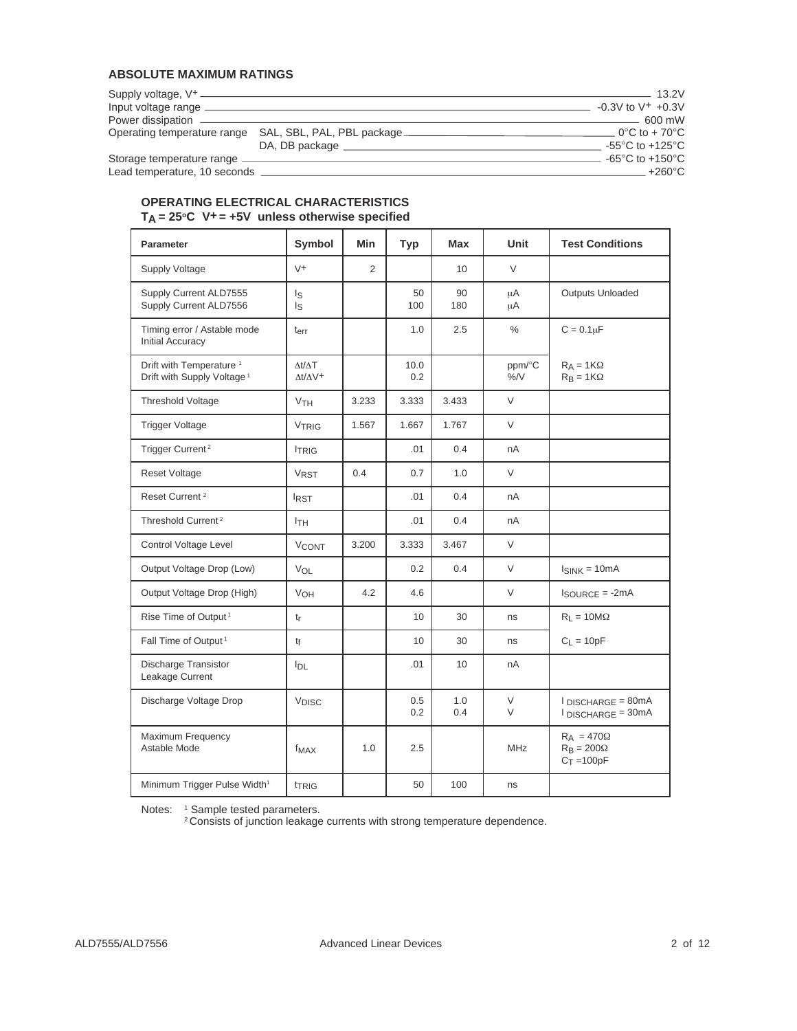## ABSOLUTE MAXIMUM RATINGS

| | | |
|---|---|---|
| Supply voltage, $V^+$ | | 13.2V |
| Input voltage range | | -0.3V to $V^+$ +0.3V |
| Power dissipation | | 600 mW |
| Operating temperature range | SAL, SBL, PAL, PBL package | 0°C to + 70°C |
| | DA, DB package | -55°C to +125°C |
| Storage temperature range | | -65°C to +150°C |
| Lead temperature, 10 seconds | | +260°C |

### OPERATING ELECTRICAL CHARACTERISTICS
**$T_A$ = 25°C $V^+$ = +5V unless otherwise specified**

| Parameter | Symbol | Min | Typ | Max | Unit | Test Conditions |
|---|---|---|---|---|---|---|
| Supply Voltage | $V^+$ | 2 | | 10 | V | |
| Supply Current ALD7555<br>Supply Current ALD7556 | $I_S$<br>$I_S$ | | 50<br>100 | 90<br>180 | μA<br>μA | Outputs Unloaded |
| Timing error / Astable mode Initial Accuracy | $t_{err}$ | | 1.0 | 2.5 | % | C = 0.1μF |
| Drift with Temperature [1]<br>Drift with Supply Voltage [1] | $\Delta t/\Delta T$<br>$\Delta t/\Delta V^+$ | | 10.0<br>0.2 | | ppm/°C<br>%/V | $R_A$ = 1KΩ<br>$R_B$ = 1KΩ |
| Threshold Voltage | $V_{TH}$ | 3.233 | 3.333 | 3.433 | V | |
| Trigger Voltage | $V_{TRIG}$ | 1.567 | 1.667 | 1.767 | V | |
| Trigger Current [2] | $I_{TRIG}$ | | .01 | 0.4 | nA | |
| Reset Voltage | $V_{RST}$ | 0.4 | 0.7 | 1.0 | V | |
| Reset Current [2] | $I_{RST}$ | | .01 | 0.4 | nA | |
| Threshold Current [2] | $I_{TH}$ | | .01 | 0.4 | nA | |
| Control Voltage Level | $V_{CONT}$ | 3.200 | 3.333 | 3.467 | V | |
| Output Voltage Drop (Low) | $V_{OL}$ | | 0.2 | 0.4 | V | $I_{SINK}$ = 10mA |
| Output Voltage Drop (High) | $V_{OH}$ | 4.2 | 4.6 | | V | $I_{SOURCE}$ = -2mA |
| Rise Time of Output [1] | $t_r$ | | 10 | 30 | ns | $R_L$ = 10MΩ |
| Fall Time of Output [1] | $t_f$ | | 10 | 30 | ns | $C_L$ = 10pF |
| Discharge Transistor Leakage Current | $I_{DL}$ | | .01 | 10 | nA | |
| Discharge Voltage Drop | $V_{DISC}$ | | 0.5<br>0.2 | 1.0<br>0.4 | V<br>V | $I_{DISCHARGE}$ = 80mA<br>$I_{DISCHARGE}$ = 30mA |
| Maximum Frequency Astable Mode | $f_{MAX}$ | 1.0 | 2.5 | | MHz | $R_A$ = 470Ω<br>$R_B$ = 200Ω<br>$C_T$ =100pF |
| Minimum Trigger Pulse Width [1] | $t_{TRIG}$ | | 50 | 100 | ns | |

Notes: [1] Sample tested parameters.
[2] Consists of junction leakage currents with strong temperature dependence.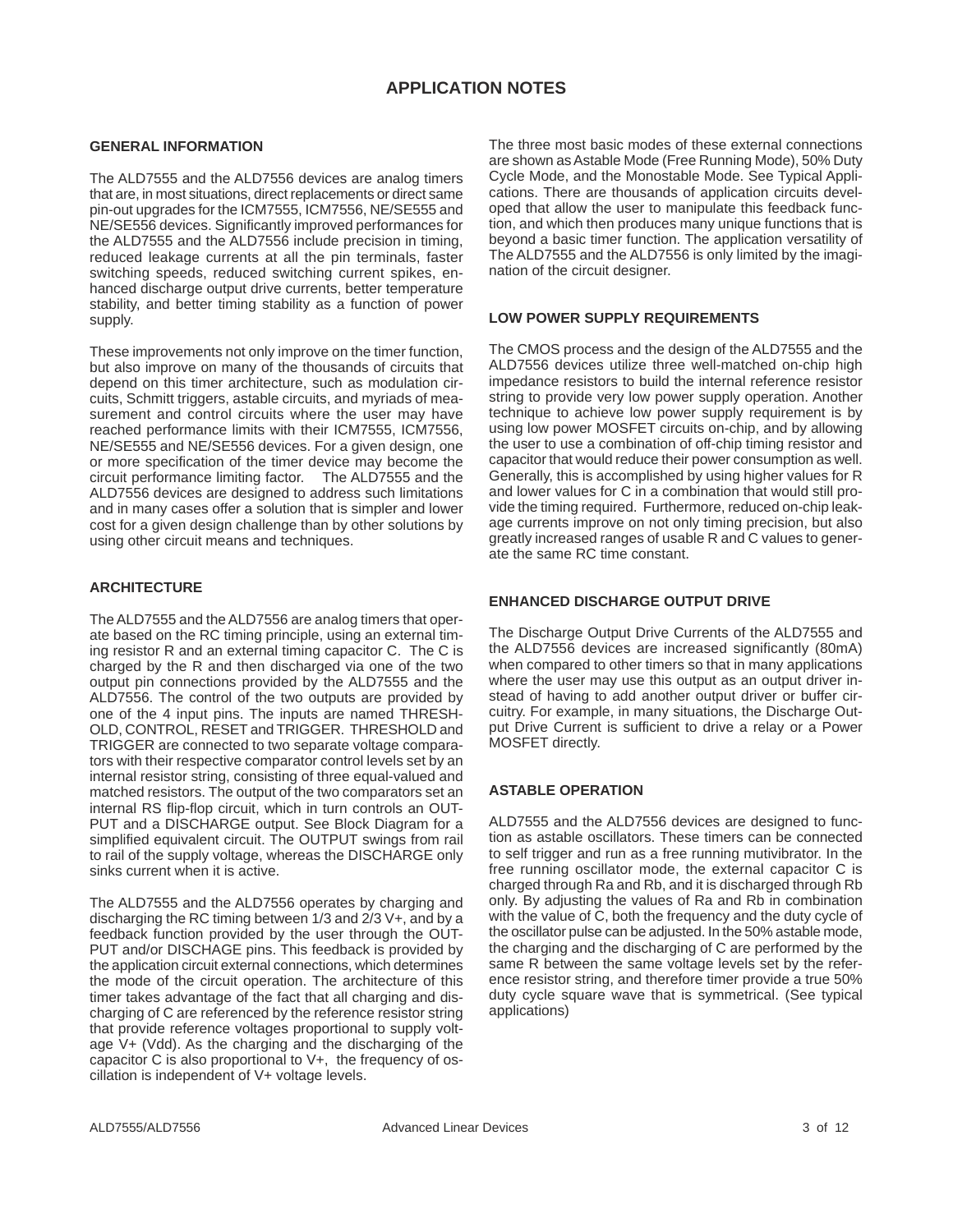# APPLICATION NOTES

## GENERAL INFORMATION

The ALD7555 and the ALD7556 devices are analog timers that are, in most situations, direct replacements or direct same pin-out upgrades for the ICM7555, ICM7556, NE/SE555 and NE/SE556 devices. Significantly improved performances for the ALD7555 and the ALD7556 include precision in timing, reduced leakage currents at all the pin terminals, faster switching speeds, reduced switching current spikes, enhanced discharge output drive currents, better temperature stability, and better timing stability as a function of power supply.

These improvements not only improve on the timer function, but also improve on many of the thousands of circuits that depend on this timer architecture, such as modulation circuits, Schmitt triggers, astable circuits, and myriads of measurement and control circuits where the user may have reached performance limits with their ICM7555, ICM7556, NE/SE555 and NE/SE556 devices. For a given design, one or more specification of the timer device may become the circuit performance limiting factor. The ALD7555 and the ALD7556 devices are designed to address such limitations and in many cases offer a solution that is simpler and lower cost for a given design challenge than by other solutions by using other circuit means and techniques.

## ARCHITECTURE

The ALD7555 and the ALD7556 are analog timers that operate based on the RC timing principle, using an external timing resistor R and an external timing capacitor C. The C is charged by the R and then discharged via one of the two output pin connections provided by the ALD7555 and the ALD7556. The control of the two outputs are provided by one of the 4 input pins. The inputs are named THRESHOLD, CONTROL, RESET and TRIGGER. THRESHOLD and TRIGGER are connected to two separate voltage comparators with their respective comparator control levels set by an internal resistor string, consisting of three equal-valued and matched resistors. The output of the two comparators set an internal RS flip-flop circuit, which in turn controls an OUTPUT and a DISCHARGE output. See Block Diagram for a simplified equivalent circuit. The OUTPUT swings from rail to rail of the supply voltage, whereas the DISCHARGE only sinks current when it is active.

The ALD7555 and the ALD7556 operates by charging and discharging the RC timing between 1/3 and 2/3 V+, and by a feedback function provided by the user through the OUTPUT and/or DISCHAGE pins. This feedback is provided by the application circuit external connections, which determines the mode of the circuit operation. The architecture of this timer takes advantage of the fact that all charging and discharging of C are referenced by the reference resistor string that provide reference voltages proportional to supply voltage V+ (Vdd). As the charging and the discharging of the capacitor C is also proportional to V+, the frequency of oscillation is independent of V+ voltage levels.

The three most basic modes of these external connections are shown as Astable Mode (Free Running Mode), 50% Duty Cycle Mode, and the Monostable Mode. See Typical Applications. There are thousands of application circuits developed that allow the user to manipulate this feedback function, and which then produces many unique functions that is beyond a basic timer function. The application versatility of The ALD7555 and the ALD7556 is only limited by the imagination of the circuit designer.

## LOW POWER SUPPLY REQUIREMENTS

The CMOS process and the design of the ALD7555 and the ALD7556 devices utilize three well-matched on-chip high impedance resistors to build the internal reference resistor string to provide very low power supply operation. Another technique to achieve low power supply requirement is by using low power MOSFET circuits on-chip, and by allowing the user to use a combination of off-chip timing resistor and capacitor that would reduce their power consumption as well. Generally, this is accomplished by using higher values for R and lower values for C in a combination that would still provide the timing required. Furthermore, reduced on-chip leakage currents improve on not only timing precision, but also greatly increased ranges of usable R and C values to generate the same RC time constant.

## ENHANCED DISCHARGE OUTPUT DRIVE

The Discharge Output Drive Currents of the ALD7555 and the ALD7556 devices are increased significantly (80mA) when compared to other timers so that in many applications where the user may use this output as an output driver instead of having to add another output driver or buffer circuitry. For example, in many situations, the Discharge Output Drive Current is sufficient to drive a relay or a Power MOSFET directly.

## ASTABLE OPERATION

ALD7555 and the ALD7556 devices are designed to function as astable oscillators. These timers can be connected to self trigger and run as a free running mutivibrator. In the free running oscillator mode, the external capacitor C is charged through Ra and Rb, and it is discharged through Rb only. By adjusting the values of Ra and Rb in combination with the value of C, both the frequency and the duty cycle of the oscillator pulse can be adjusted. In the 50% astable mode, the charging and the discharging of C are performed by the same R between the same voltage levels set by the reference resistor string, and therefore timer provide a true 50% duty cycle square wave that is symmetrical. (See typical applications)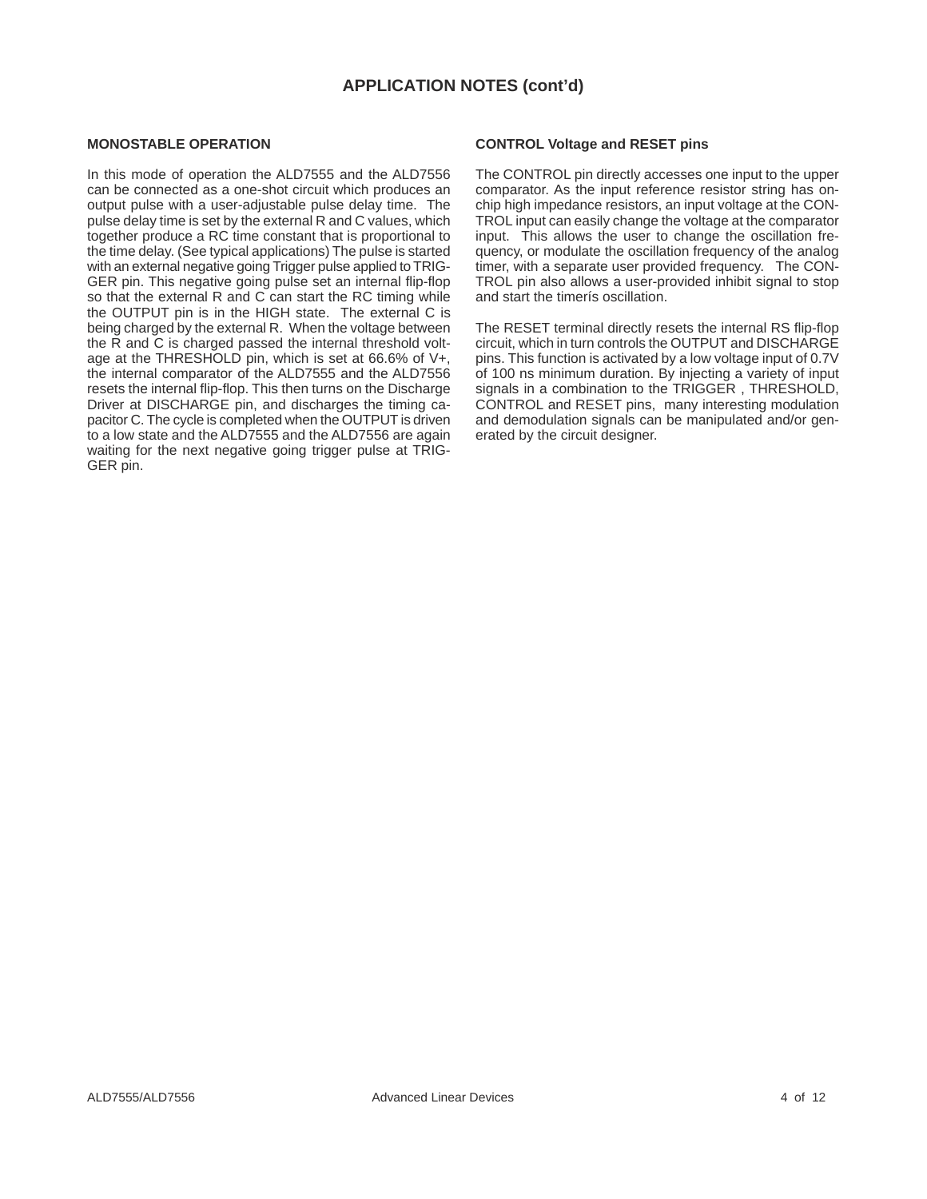## APPLICATION NOTES (cont'd)

### MONOSTABLE OPERATION

In this mode of operation the ALD7555 and the ALD7556 can be connected as a one-shot circuit which produces an output pulse with a user-adjustable pulse delay time. The pulse delay time is set by the external R and C values, which together produce a RC time constant that is proportional to the time delay. (See typical applications) The pulse is started with an external negative going Trigger pulse applied to TRIGGER pin. This negative going pulse set an internal flip-flop so that the external R and C can start the RC timing while the OUTPUT pin is in the HIGH state. The external C is being charged by the external R. When the voltage between the R and C is charged passed the internal threshold voltage at the THRESHOLD pin, which is set at 66.6% of V+, the internal comparator of the ALD7555 and the ALD7556 resets the internal flip-flop. This then turns on the Discharge Driver at DISCHARGE pin, and discharges the timing capacitor C. The cycle is completed when the OUTPUT is driven to a low state and the ALD7555 and the ALD7556 are again waiting for the next negative going trigger pulse at TRIGGER pin.

### CONTROL Voltage and RESET pins

The CONTROL pin directly accesses one input to the upper comparator. As the input reference resistor string has on-chip high impedance resistors, an input voltage at the CONTROL input can easily change the voltage at the comparator input. This allows the user to change the oscillation frequency, or modulate the oscillation frequency of the analog timer, with a separate user provided frequency. The CONTROL pin also allows a user-provided inhibit signal to stop and start the timerís oscillation.

The RESET terminal directly resets the internal RS flip-flop circuit, which in turn controls the OUTPUT and DISCHARGE pins. This function is activated by a low voltage input of 0.7V of 100 ns minimum duration. By injecting a variety of input signals in a combination to the TRIGGER , THRESHOLD, CONTROL and RESET pins, many interesting modulation and demodulation signals can be manipulated and/or generated by the circuit designer.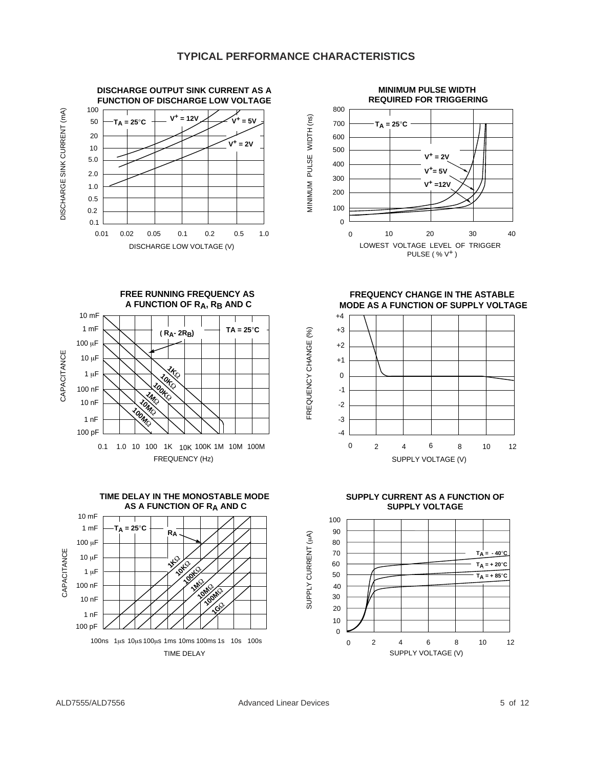## TYPICAL PERFORMANCE CHARACTERISTICS

**DISCHARGE OUTPUT SINK CURRENT AS A FUNCTION OF DISCHARGE LOW VOLTAGE**

DISCHARGE SINK CURRENT (mA)

100, 50, 20, 10, 5.0, 2.0, 1.0, 0.5, 0.2, 0.1

$T_A = 25°C$ $V^+ = 12V$ $V^+ = 5V$ $V^+ = 2V$

0.01 0.02 0.05 0.1 0.2 0.5 1.0

DISCHARGE LOW VOLTAGE (V)

**MINIMUM PULSE WIDTH REQUIRED FOR TRIGGERING**

MINIMUM PULSE WIDTH (ns)

800, 700, 600, 500, 400, 300, 200, 100, 0

$T_A = 25°C$ $V^+ = 2V$ $V^+ = 5V$ $V^+ = 12V$

0 10 20 30 40

LOWEST VOLTAGE LEVEL OF TRIGGER PULSE ( % $V^+$ )

**FREE RUNNING FREQUENCY AS A FUNCTION OF $R_A$, $R_B$ AND C**

CAPACITANCE

10 mF, 1 mF, 100 µF, 10 µF, 1 µF, 100 nF, 10 nF, 1 nF, 100 pF

( $R_A$ - $2R_B$ ) TA = 25°C

1KΩ 10KΩ 100KΩ 1MΩ 10MΩ 100MΩ

0.1 1.0 10 100 1K 10K 100K 1M 10M 100M

FREQUENCY (Hz)

**FREQUENCY CHANGE IN THE ASTABLE MODE AS A FUNCTION OF SUPPLY VOLTAGE**

FREQUENCY CHANGE (%)

+4, +3, +2, +1, 0, -1, -2, -3, -4

0 2 4 6 8 10 12

SUPPLY VOLTAGE (V)

**TIME DELAY IN THE MONOSTABLE MODE AS A FUNCTION OF $R_A$ AND C**

CAPACITANCE

10 mF, 1 mF, 100 µF, 10 µF, 1 µF, 100 nF, 10 nF, 1 nF, 100 pF

$T_A = 25°C$ $R_A$

1KΩ 10KΩ 100KΩ 1MΩ 10MΩ 100MΩ 1GΩ

100ns 1µs 10µs 100µs 1ms 10ms 100ms 1s 10s 100s

TIME DELAY

**SUPPLY CURRENT AS A FUNCTION OF SUPPLY VOLTAGE**

SUPPLY CURRENT (µA)

100, 90, 80, 70, 60, 50, 40, 30, 20, 10, 0

$T_A = -40°C$ $T_A = +20°C$ $T_A = +85°C$

0 2 4 6 8 10 12

SUPPLY VOLTAGE (V)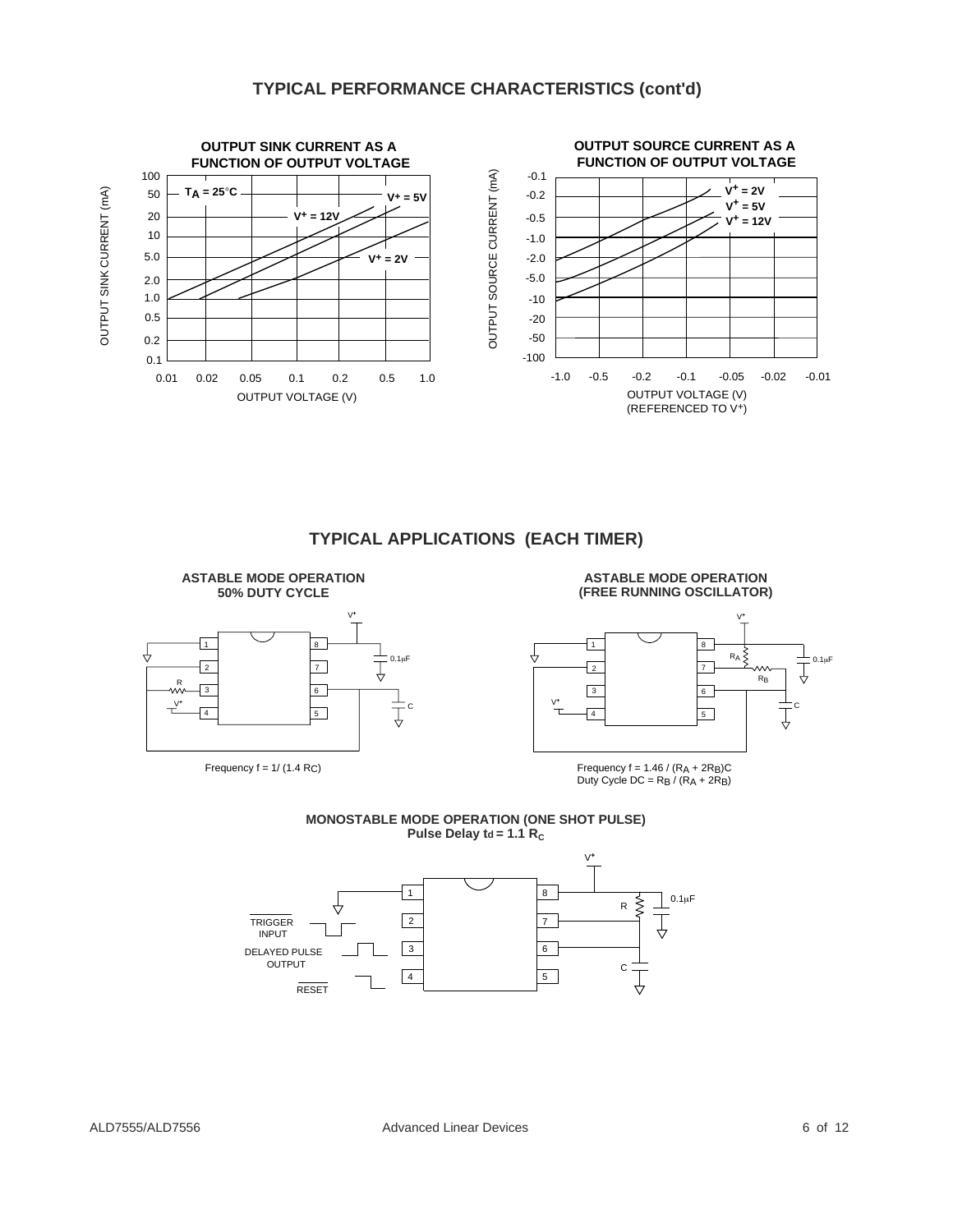## TYPICAL PERFORMANCE CHARACTERISTICS (cont'd)

**OUTPUT SINK CURRENT AS A FUNCTION OF OUTPUT VOLTAGE**

$T_A = 25°C$

OUTPUT SINK CURRENT (mA): 100, 50, 20, 10, 5.0, 2.0, 1.0, 0.5, 0.2, 0.1

OUTPUT VOLTAGE (V): 0.01, 0.02, 0.05, 0.1, 0.2, 0.5, 1.0

Curves: $V^+ = 12V$, $V^+ = 5V$, $V^+ = 2V$

**OUTPUT SOURCE CURRENT AS A FUNCTION OF OUTPUT VOLTAGE**

OUTPUT SOURCE CURRENT (mA): -0.1, -0.2, -0.5, -1.0, -2.0, -5.0, -10, -20, -50, -100

OUTPUT VOLTAGE (V) (REFERENCED TO $V^+$): -1.0, -0.5, -0.2, -0.1, -0.05, -0.02, -0.01

Curves: $V^+ = 2V$, $V^+ = 5V$, $V^+ = 12V$

## TYPICAL APPLICATIONS (EACH TIMER)

**ASTABLE MODE OPERATION 50% DUTY CYCLE**

Frequency $f = 1/(1.4\ RC)$

**ASTABLE MODE OPERATION (FREE RUNNING OSCILLATOR)**

Frequency $f = 1.46 / (R_A + 2R_B)C$

Duty Cycle $DC = R_B / (R_A + 2R_B)$

**MONOSTABLE MODE OPERATION (ONE SHOT PULSE)**

**Pulse Delay $t_d = 1.1\ R_C$**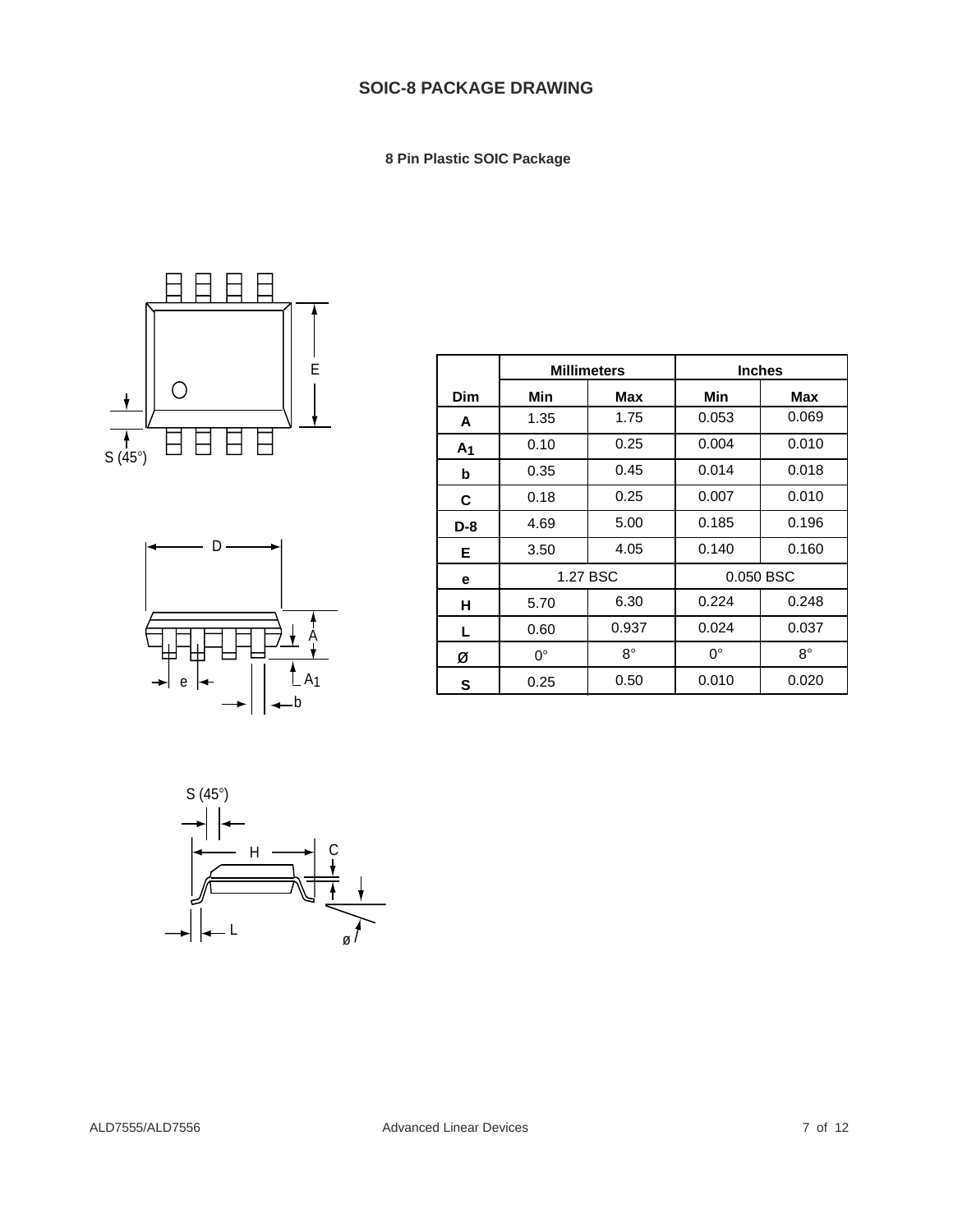## SOIC-8 PACKAGE DRAWING

**8 Pin Plastic SOIC Package**

| Dim | Millimeters | | Inches | |
|---|---|---|---|---|
| | Min | Max | Min | Max |
| A | 1.35 | 1.75 | 0.053 | 0.069 |
| $A_1$ | 0.10 | 0.25 | 0.004 | 0.010 |
| b | 0.35 | 0.45 | 0.014 | 0.018 |
| C | 0.18 | 0.25 | 0.007 | 0.010 |
| D-8 | 4.69 | 5.00 | 0.185 | 0.196 |
| E | 3.50 | 4.05 | 0.140 | 0.160 |
| e | 1.27 BSC | | 0.050 BSC | |
| H | 5.70 | 6.30 | 0.224 | 0.248 |
| L | 0.60 | 0.937 | 0.024 | 0.037 |
| Ø | 0° | 8° | 0° | 8° |
| S | 0.25 | 0.50 | 0.010 | 0.020 |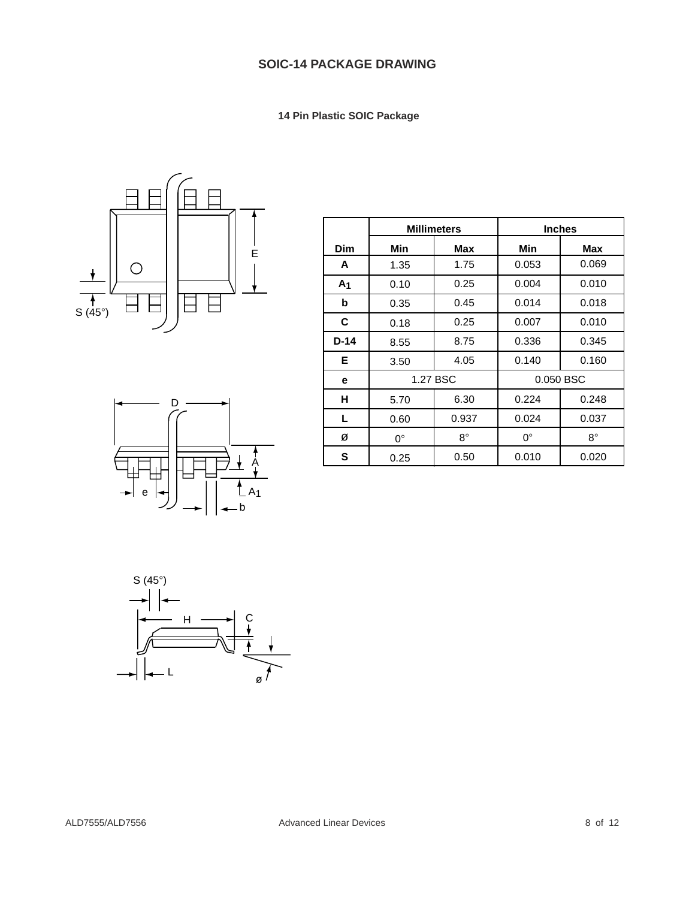## SOIC-14 PACKAGE DRAWING

### 14 Pin Plastic SOIC Package

| Dim | Millimeters | | Inches | |
|---|---|---|---|---|
| | Min | Max | Min | Max |
| A | 1.35 | 1.75 | 0.053 | 0.069 |
| $A_1$ | 0.10 | 0.25 | 0.004 | 0.010 |
| b | 0.35 | 0.45 | 0.014 | 0.018 |
| C | 0.18 | 0.25 | 0.007 | 0.010 |
| D-14 | 8.55 | 8.75 | 0.336 | 0.345 |
| E | 3.50 | 4.05 | 0.140 | 0.160 |
| e | 1.27 BSC | | 0.050 BSC | |
| H | 5.70 | 6.30 | 0.224 | 0.248 |
| L | 0.60 | 0.937 | 0.024 | 0.037 |
| Ø | 0° | 8° | 0° | 8° |
| S | 0.25 | 0.50 | 0.010 | 0.020 |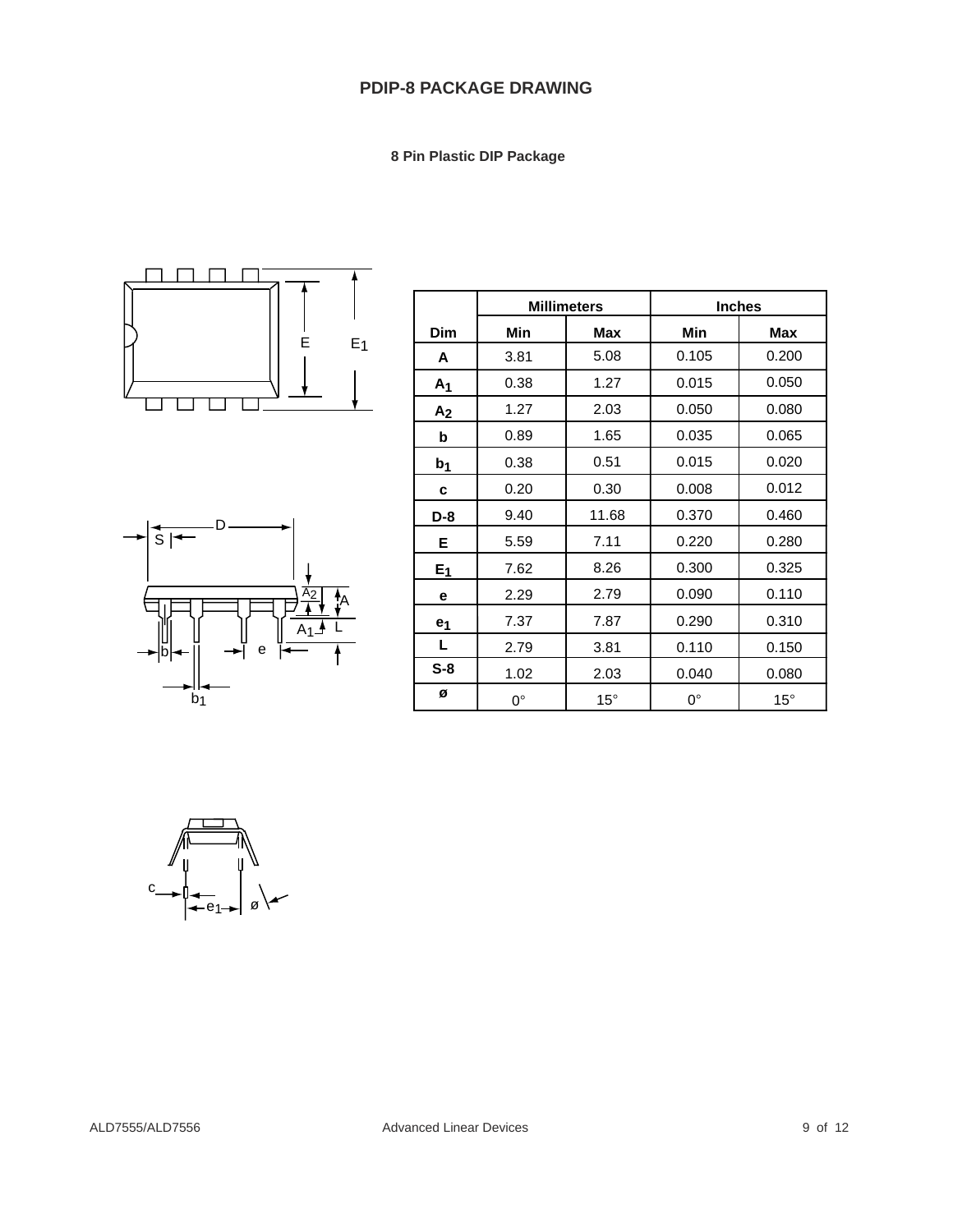## PDIP-8 PACKAGE DRAWING

### 8 Pin Plastic DIP Package

| Dim | Millimeters | | Inches | |
|---|---|---|---|---|
| | Min | Max | Min | Max |
| A | 3.81 | 5.08 | 0.105 | 0.200 |
| $A_1$ | 0.38 | 1.27 | 0.015 | 0.050 |
| $A_2$ | 1.27 | 2.03 | 0.050 | 0.080 |
| b | 0.89 | 1.65 | 0.035 | 0.065 |
| $b_1$ | 0.38 | 0.51 | 0.015 | 0.020 |
| c | 0.20 | 0.30 | 0.008 | 0.012 |
| D-8 | 9.40 | 11.68 | 0.370 | 0.460 |
| E | 5.59 | 7.11 | 0.220 | 0.280 |
| $E_1$ | 7.62 | 8.26 | 0.300 | 0.325 |
| e | 2.29 | 2.79 | 0.090 | 0.110 |
| $e_1$ | 7.37 | 7.87 | 0.290 | 0.310 |
| L | 2.79 | 3.81 | 0.110 | 0.150 |
| S-8 | 1.02 | 2.03 | 0.040 | 0.080 |
| ø | 0° | 15° | 0° | 15° |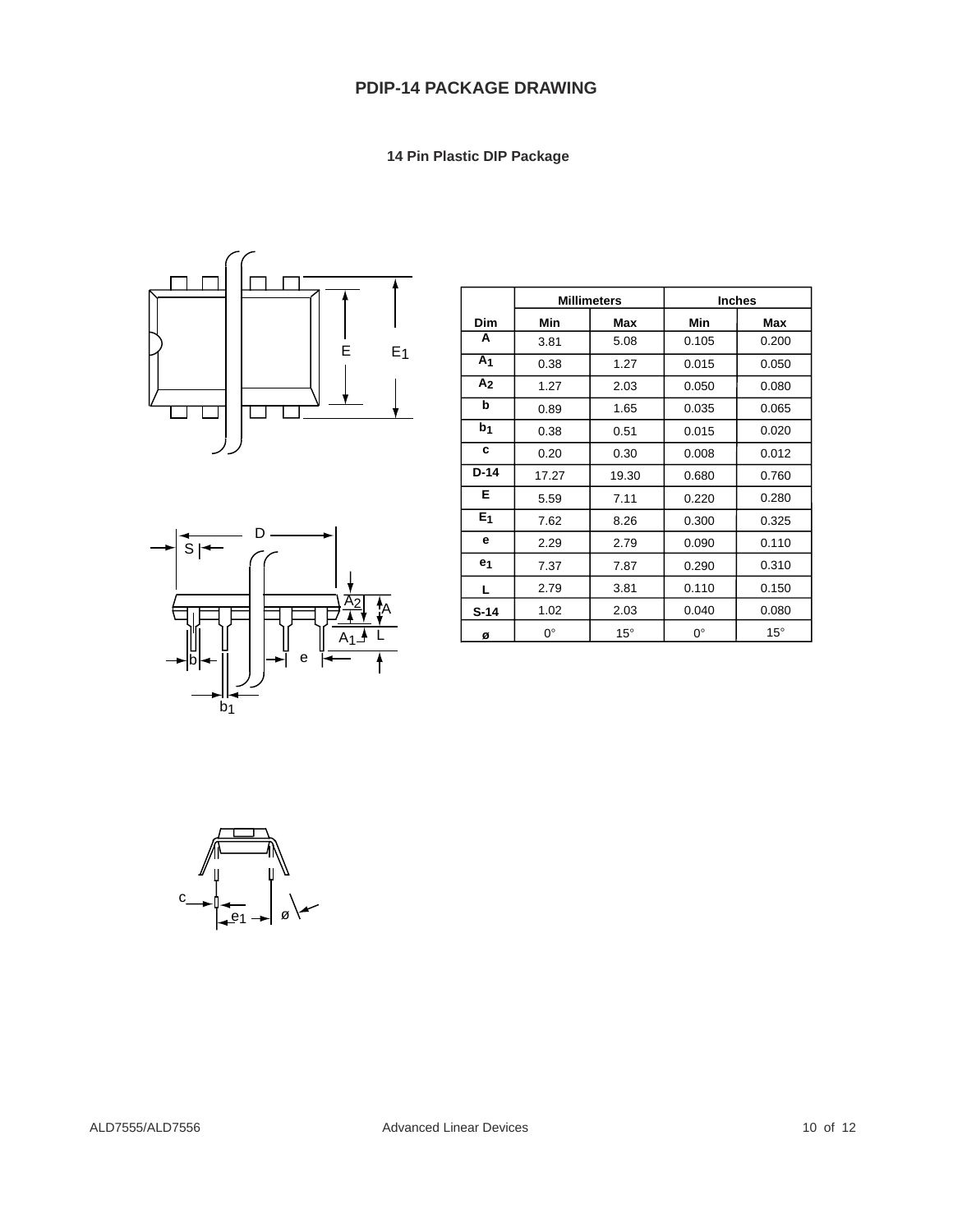## PDIP-14 PACKAGE DRAWING

### 14 Pin Plastic DIP Package

| Dim | Millimeters | | Inches | |
|---|---|---|---|---|
| | Min | Max | Min | Max |
| A | 3.81 | 5.08 | 0.105 | 0.200 |
| $A_1$ | 0.38 | 1.27 | 0.015 | 0.050 |
| $A_2$ | 1.27 | 2.03 | 0.050 | 0.080 |
| b | 0.89 | 1.65 | 0.035 | 0.065 |
| $b_1$ | 0.38 | 0.51 | 0.015 | 0.020 |
| c | 0.20 | 0.30 | 0.008 | 0.012 |
| D-14 | 17.27 | 19.30 | 0.680 | 0.760 |
| E | 5.59 | 7.11 | 0.220 | 0.280 |
| $E_1$ | 7.62 | 8.26 | 0.300 | 0.325 |
| e | 2.29 | 2.79 | 0.090 | 0.110 |
| $e_1$ | 7.37 | 7.87 | 0.290 | 0.310 |
| L | 2.79 | 3.81 | 0.110 | 0.150 |
| S-14 | 1.02 | 2.03 | 0.040 | 0.080 |
| ø | 0° | 15° | 0° | 15° |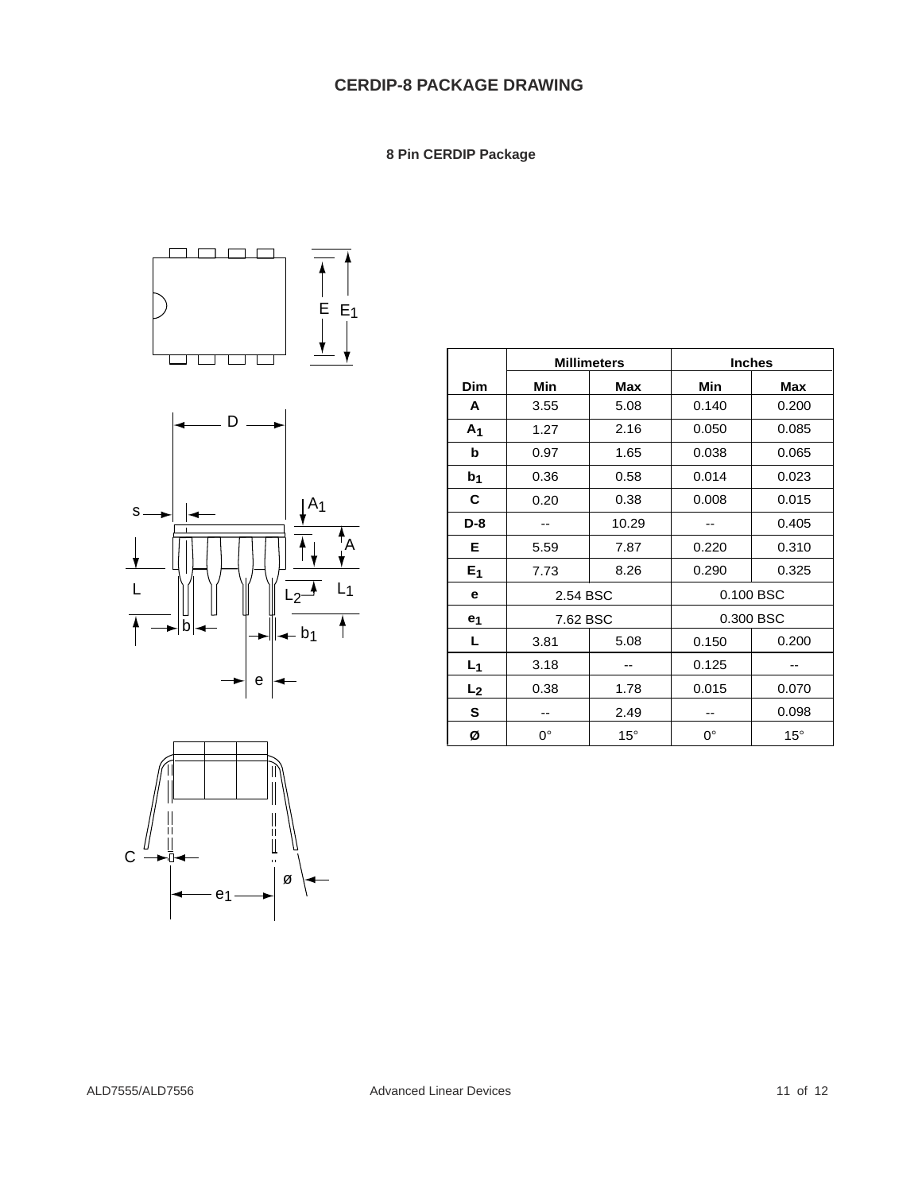# CERDIP-8 PACKAGE DRAWING

### 8 Pin CERDIP Package

| Dim | Millimeters | | Inches | |
|---|---|---|---|---|
| | Min | Max | Min | Max |
| A | 3.55 | 5.08 | 0.140 | 0.200 |
| $A_1$ | 1.27 | 2.16 | 0.050 | 0.085 |
| b | 0.97 | 1.65 | 0.038 | 0.065 |
| $b_1$ | 0.36 | 0.58 | 0.014 | 0.023 |
| C | 0.20 | 0.38 | 0.008 | 0.015 |
| D-8 | -- | 10.29 | -- | 0.405 |
| E | 5.59 | 7.87 | 0.220 | 0.310 |
| $E_1$ | 7.73 | 8.26 | 0.290 | 0.325 |
| e | 2.54 BSC | | 0.100 BSC | |
| $e_1$ | 7.62 BSC | | 0.300 BSC | |
| L | 3.81 | 5.08 | 0.150 | 0.200 |
| $L_1$ | 3.18 | -- | 0.125 | -- |
| $L_2$ | 0.38 | 1.78 | 0.015 | 0.070 |
| S | -- | 2.49 | -- | 0.098 |
| Ø | 0° | 15° | 0° | 15° |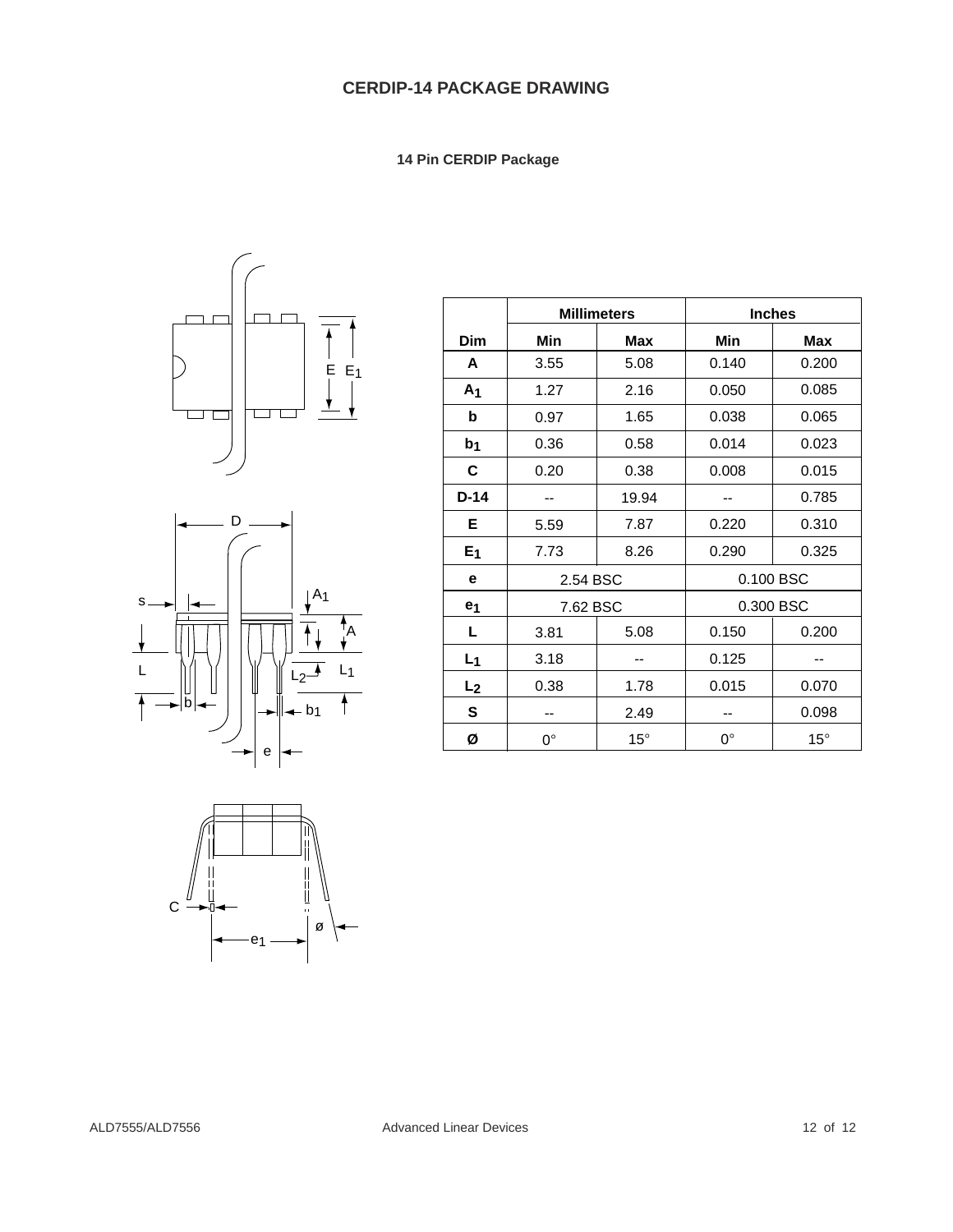# CERDIP-14 PACKAGE DRAWING

### 14 Pin CERDIP Package

| Dim | Millimeters | | Inches | |
|---|---|---|---|---|
| | Min | Max | Min | Max |
| A | 3.55 | 5.08 | 0.140 | 0.200 |
| $A_1$ | 1.27 | 2.16 | 0.050 | 0.085 |
| b | 0.97 | 1.65 | 0.038 | 0.065 |
| $b_1$ | 0.36 | 0.58 | 0.014 | 0.023 |
| C | 0.20 | 0.38 | 0.008 | 0.015 |
| D-14 | -- | 19.94 | -- | 0.785 |
| E | 5.59 | 7.87 | 0.220 | 0.310 |
| $E_1$ | 7.73 | 8.26 | 0.290 | 0.325 |
| e | 2.54 BSC | | 0.100 BSC | |
| $e_1$ | 7.62 BSC | | 0.300 BSC | |
| L | 3.81 | 5.08 | 0.150 | 0.200 |
| $L_1$ | 3.18 | -- | 0.125 | -- |
| $L_2$ | 0.38 | 1.78 | 0.015 | 0.070 |
| S | -- | 2.49 | -- | 0.098 |
| Ø | 0° | 15° | 0° | 15° |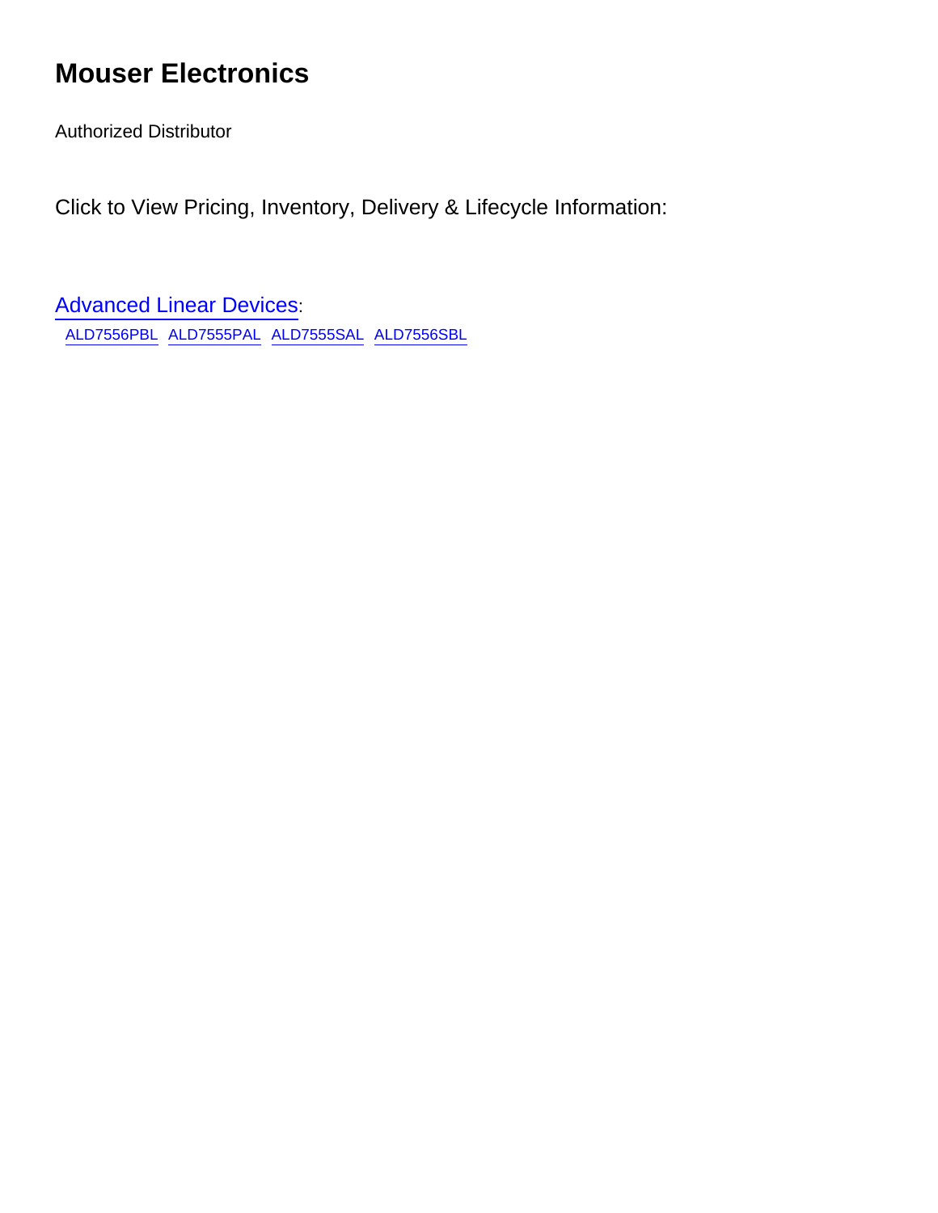# Mouser Electronics

Authorized Distributor

Click to View Pricing, Inventory, Delivery & Lifecycle Information:

Advanced Linear Devices:

ALD7556PBL ALD7555PAL ALD7555SAL ALD7556SBL